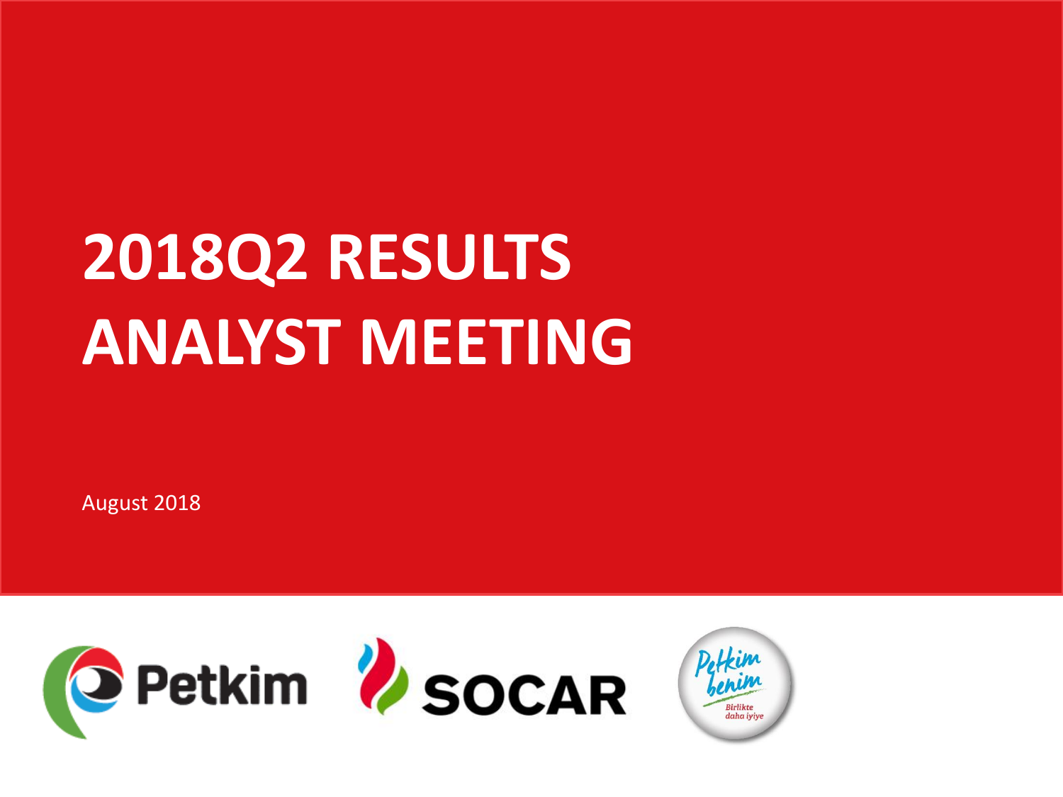# 2018Q2 RESULTS ANALYST MEETING

August 2018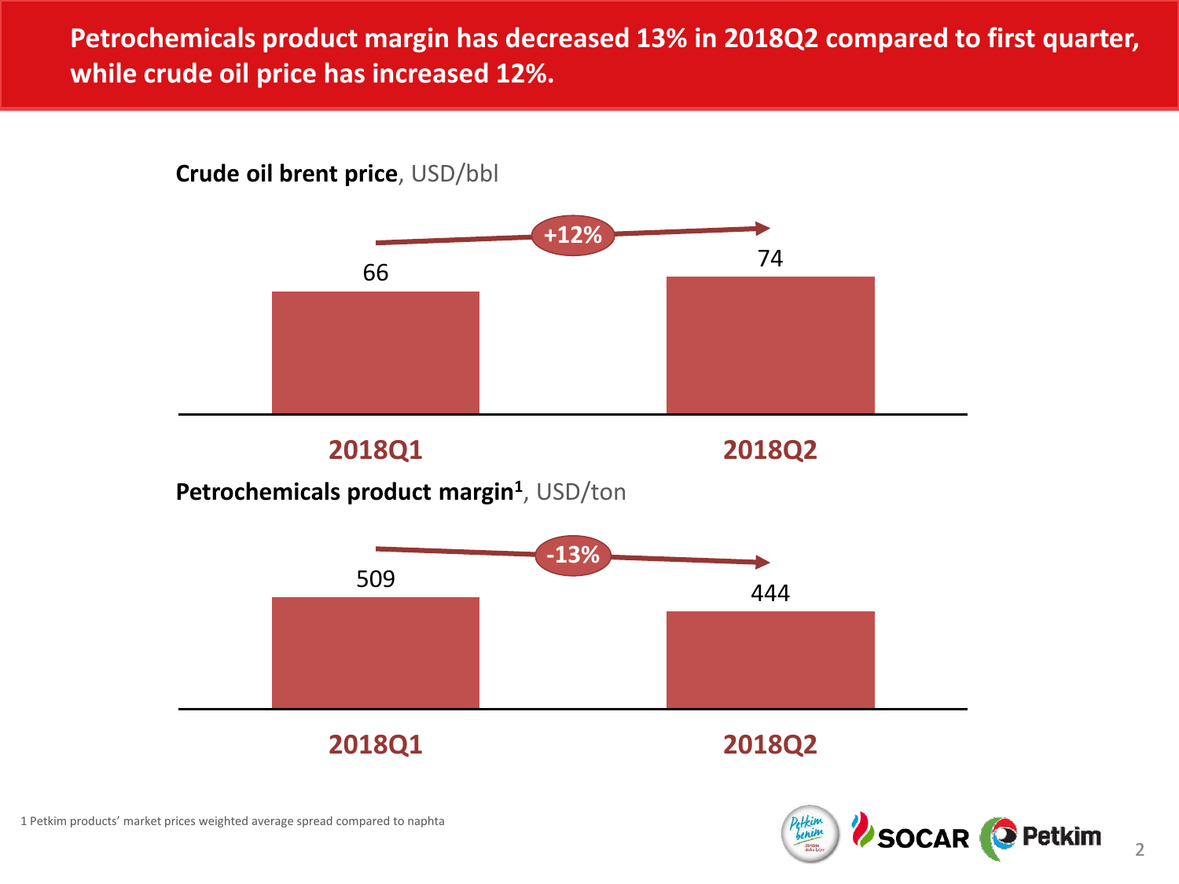# Petrochemicals product margin has decreased 13% in 2018Q2 compared to first quarter, while crude oil price has increased 12%.

**Crude oil brent price**, USD/bbl

| | 2018Q1 | 2018Q2 |
|---|---|---|
| Crude oil brent price | 66 | 74 |

+12%

**Petrochemicals product margin**[1], USD/ton

| | 2018Q1 | 2018Q2 |
|---|---|---|
| Petrochemicals product margin | 509 | 444 |

-13%

1 Petkim products' market prices weighted average spread compared to naphta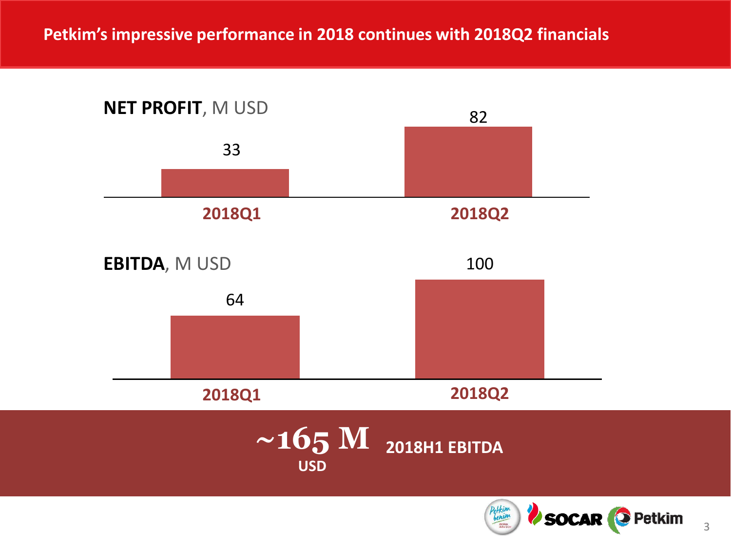# Petkim's impressive performance in 2018 continues with 2018Q2 financials

**NET PROFIT**, M USD

| | 2018Q1 | 2018Q2 |
|---|---|---|
| Net Profit | 33 | 82 |

**EBITDA**, M USD

| | 2018Q1 | 2018Q2 |
|---|---|---|
| EBITDA | 64 | 100 |

**~165 M USD** **2018H1 EBITDA**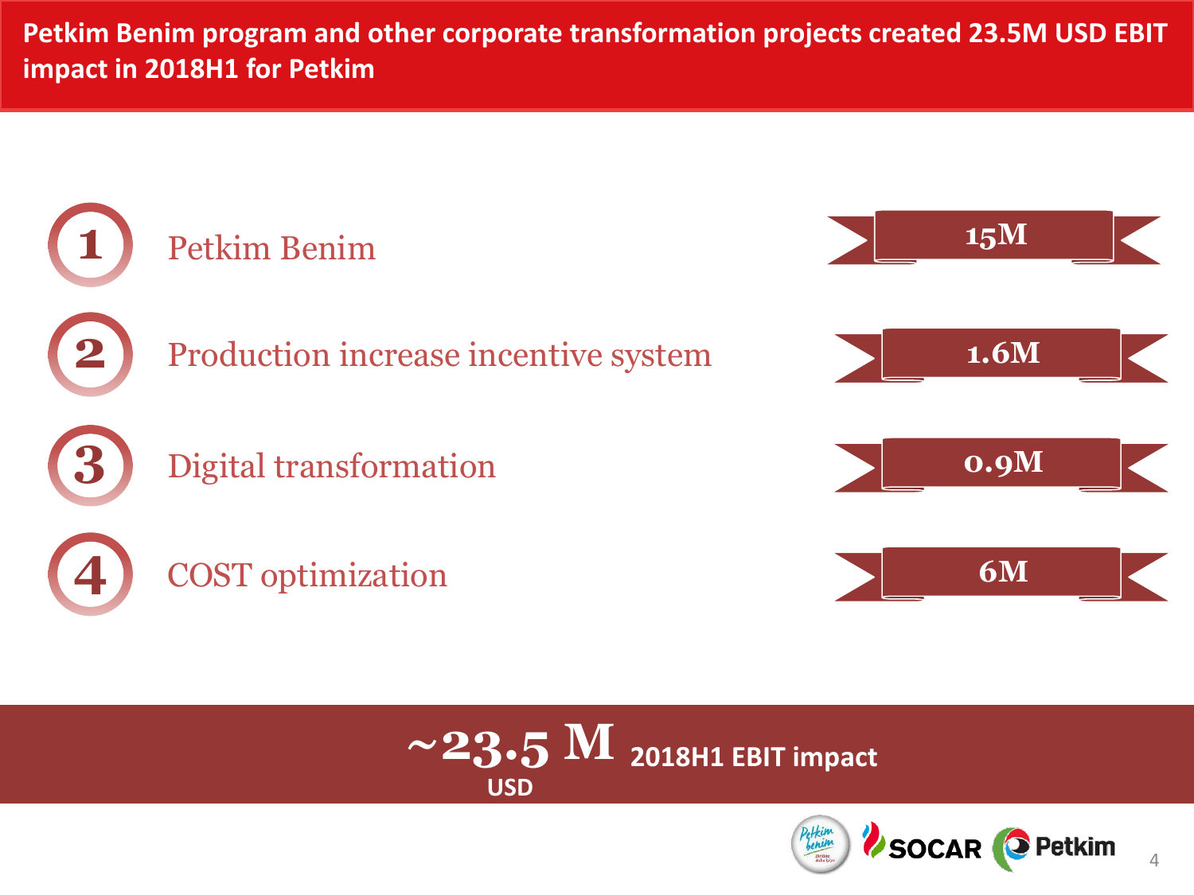# Petkim Benim program and other corporate transformation projects created 23.5M USD EBIT impact in 2018H1 for Petkim

1. Petkim Benim — **15M**
2. Production increase incentive system — **1.6M**
3. Digital transformation — **0.9M**
4. COST optimization — **6M**

**~23.5 M USD** 2018H1 EBIT impact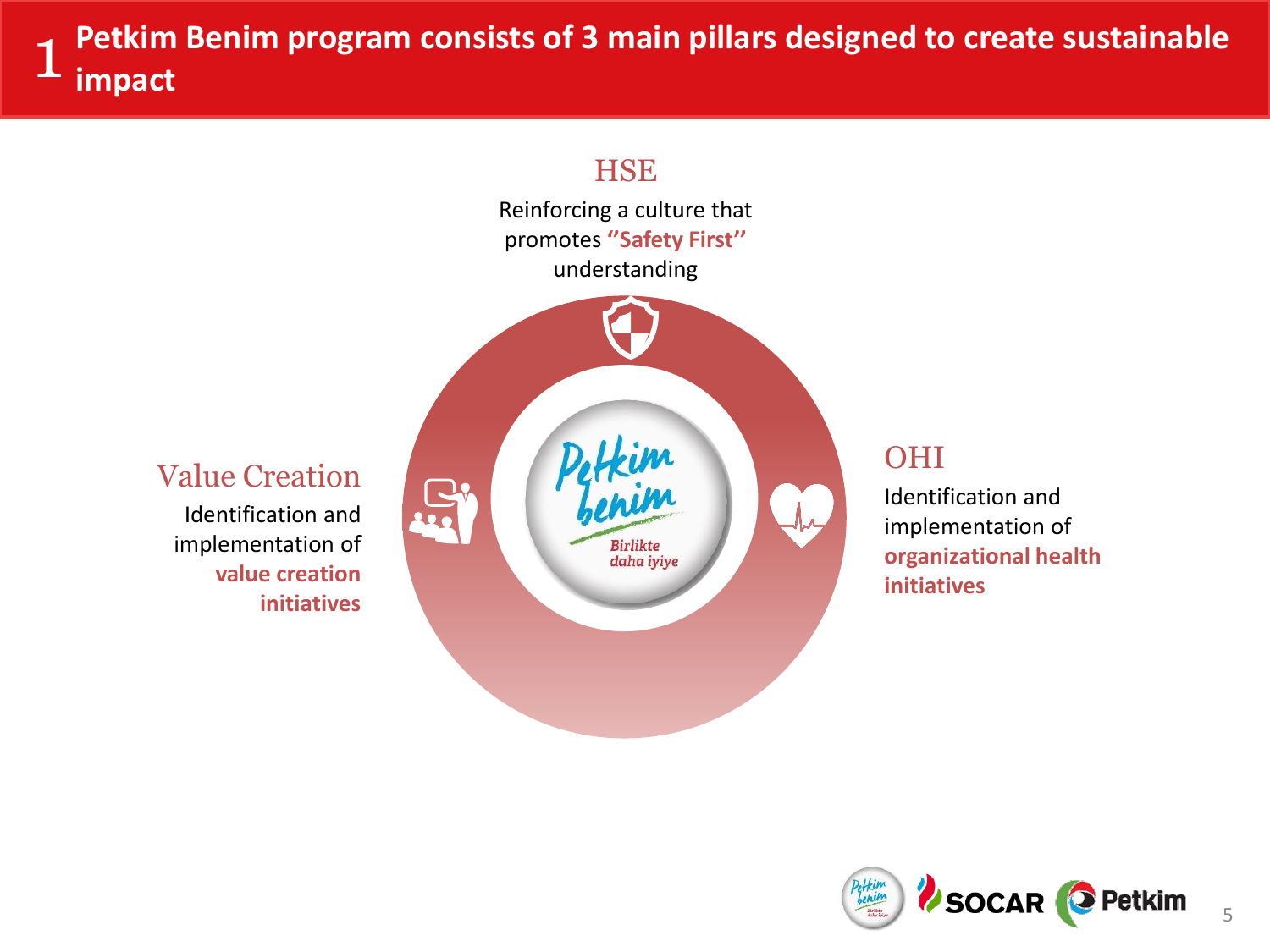# 1 Petkim Benim program consists of 3 main pillars designed to create sustainable impact

### HSE

Reinforcing a culture that promotes **"Safety First"** understanding

### Value Creation

Identification and implementation of **value creation initiatives**

### OHI

Identification and implementation of **organizational health initiatives**

Petkim benim

Birlikte daha iyiye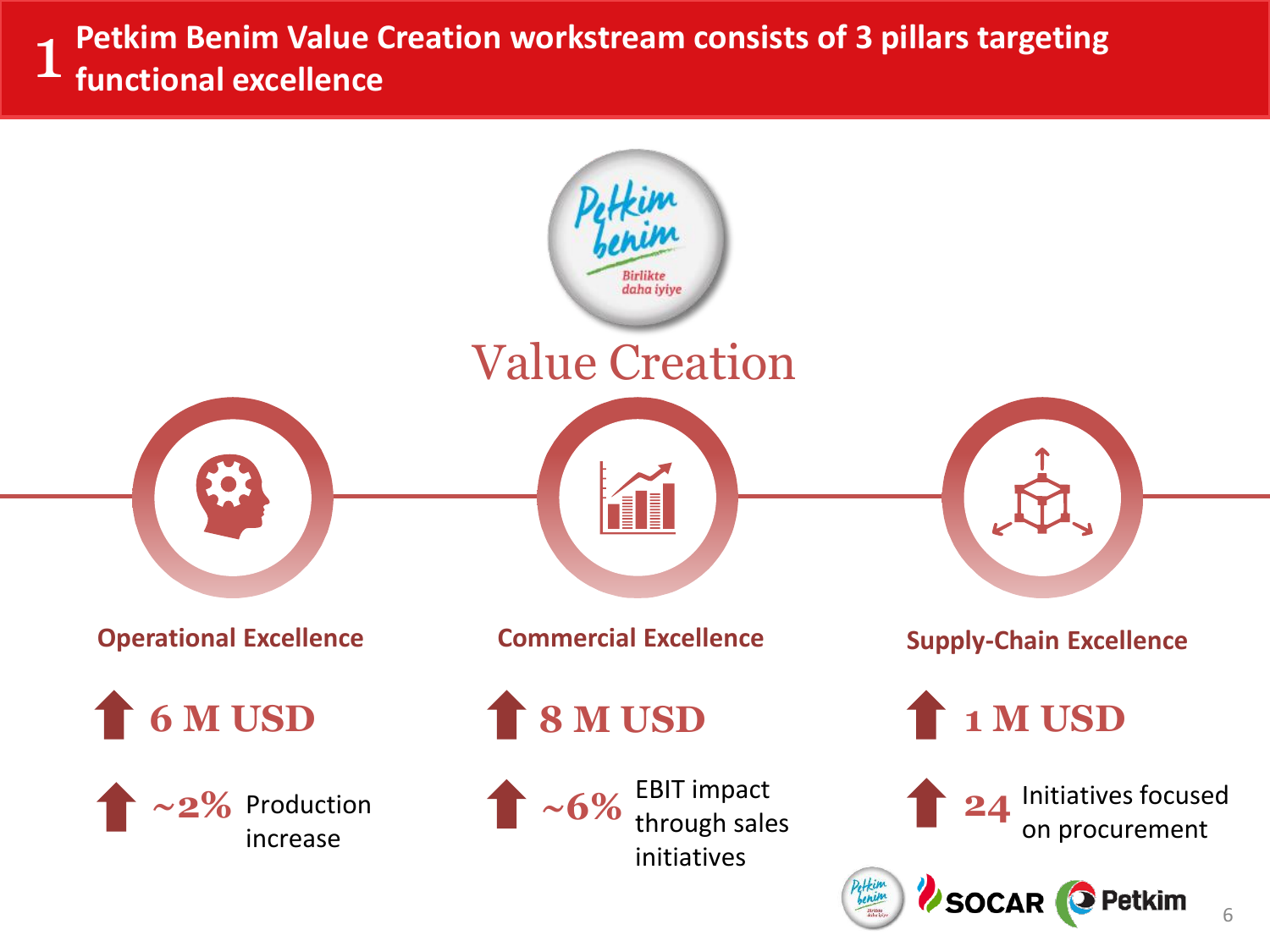# 1 Petkim Benim Value Creation workstream consists of 3 pillars targeting functional excellence

Petkim benim
Birlikte daha iyiye

## Value Creation

### Operational Excellence

- ↑ **6 M USD**
- ↑ **~2%** Production increase

### Commercial Excellence

- ↑ **8 M USD**
- ↑ **~6%** EBIT impact through sales initiatives

### Supply-Chain Excellence

- ↑ **1 M USD**
- ↑ **24** Initiatives focused on procurement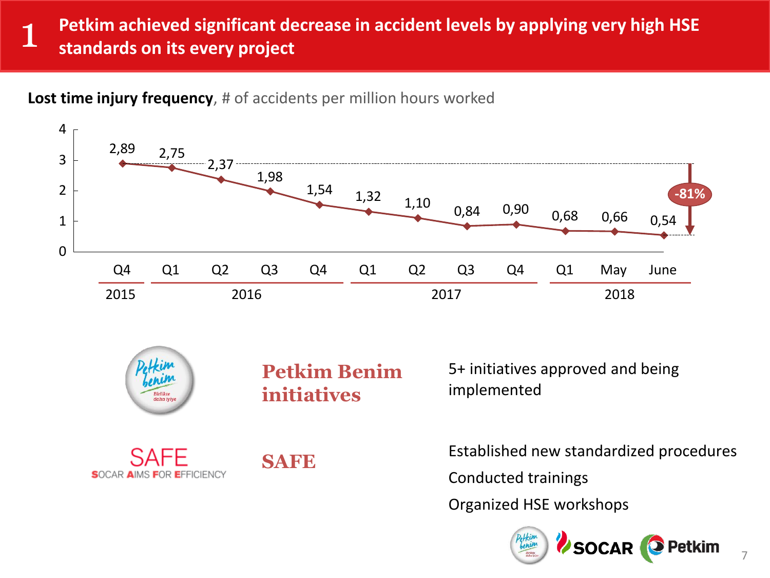# 1 Petkim achieved significant decrease in accident levels by applying very high HSE standards on its every project

**Lost time injury frequency**, # of accidents per million hours worked

| Year | 2015 | 2016 | | | | 2017 | | | | 2018 | | |
|---|---|---|---|---|---|---|---|---|---|---|---|---|
| Period | Q4 | Q1 | Q2 | Q3 | Q4 | Q1 | Q2 | Q3 | Q4 | Q1 | May | June |
| LTIF | 2,89 | 2,75 | 2,37 | 1,98 | 1,54 | 1,32 | 1,10 | 0,84 | 0,90 | 0,68 | 0,66 | 0,54 |

-81%

**Petkim Benim initiatives**

5+ initiatives approved and being implemented

**SAFE** (SOCAR AIMS FOR EFFICIENCY)

- Established new standardized procedures
- Conducted trainings
- Organized HSE workshops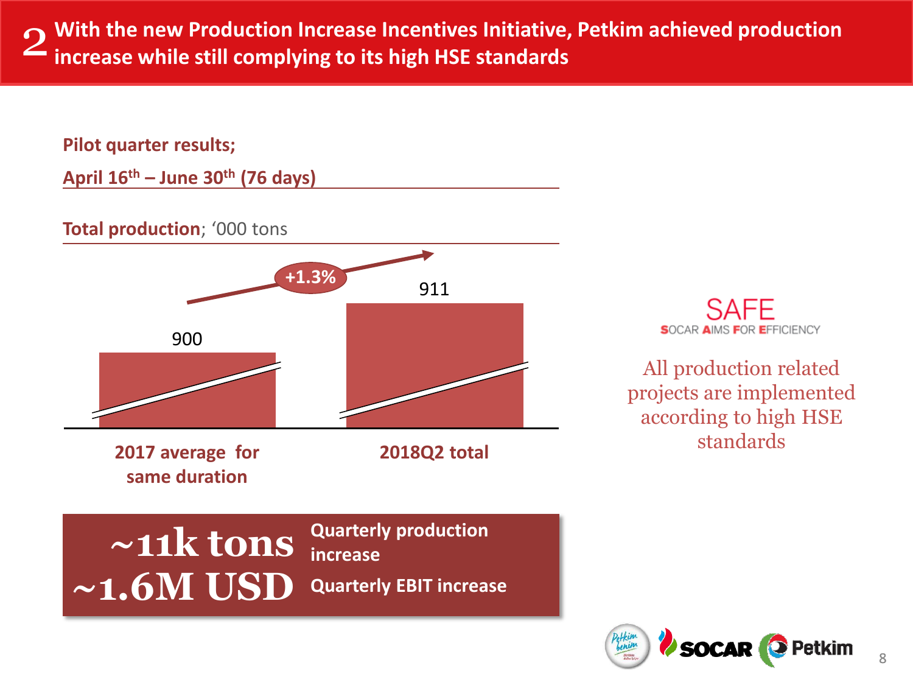# 2 With the new Production Increase Incentives Initiative, Petkim achieved production increase while still complying to its high HSE standards

**Pilot quarter results;**

**April 16th – June 30th (76 days)**

**Total production**; '000 tons

| | 2017 average for same duration | 2018Q2 total |
|---|---|---|
| Total production ('000 tons) | 900 | 911 |

+1.3%

**~11k tons** Quarterly production increase

**~1.6M USD** Quarterly EBIT increase

SAFE
SOCAR AIMS FOR EFFICIENCY

All production related projects are implemented according to high HSE standards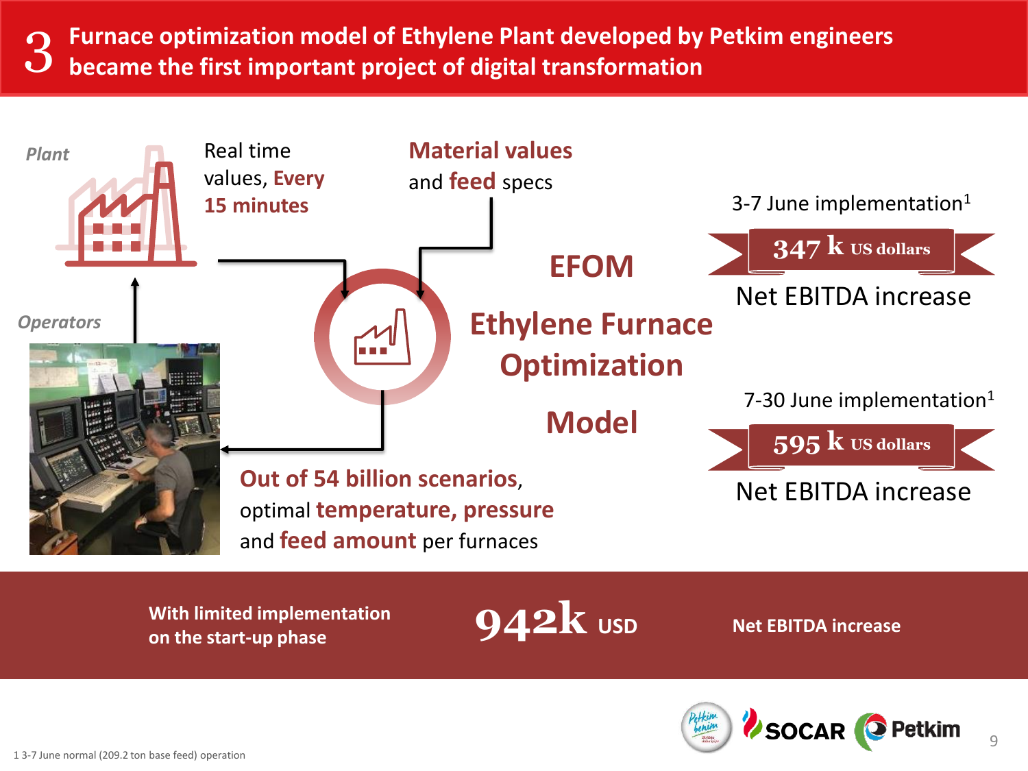# 3 Furnace optimization model of Ethylene Plant developed by Petkim engineers became the first important project of digital transformation

*Plant*

Real time values, **Every 15 minutes**

**Material values** and **feed** specs

*Operators*

**EFOM**

**Ethylene Furnace Optimization Model**

**Out of 54 billion scenarios**, optimal **temperature, pressure** and **feed amount** per furnaces

3-7 June implementation[1]

**347 k US dollars**

Net EBITDA increase

7-30 June implementation[1]

**595 k US dollars**

Net EBITDA increase

**With limited implementation on the start-up phase** **942k USD** **Net EBITDA increase**

1 3-7 June normal (209.2 ton base feed) operation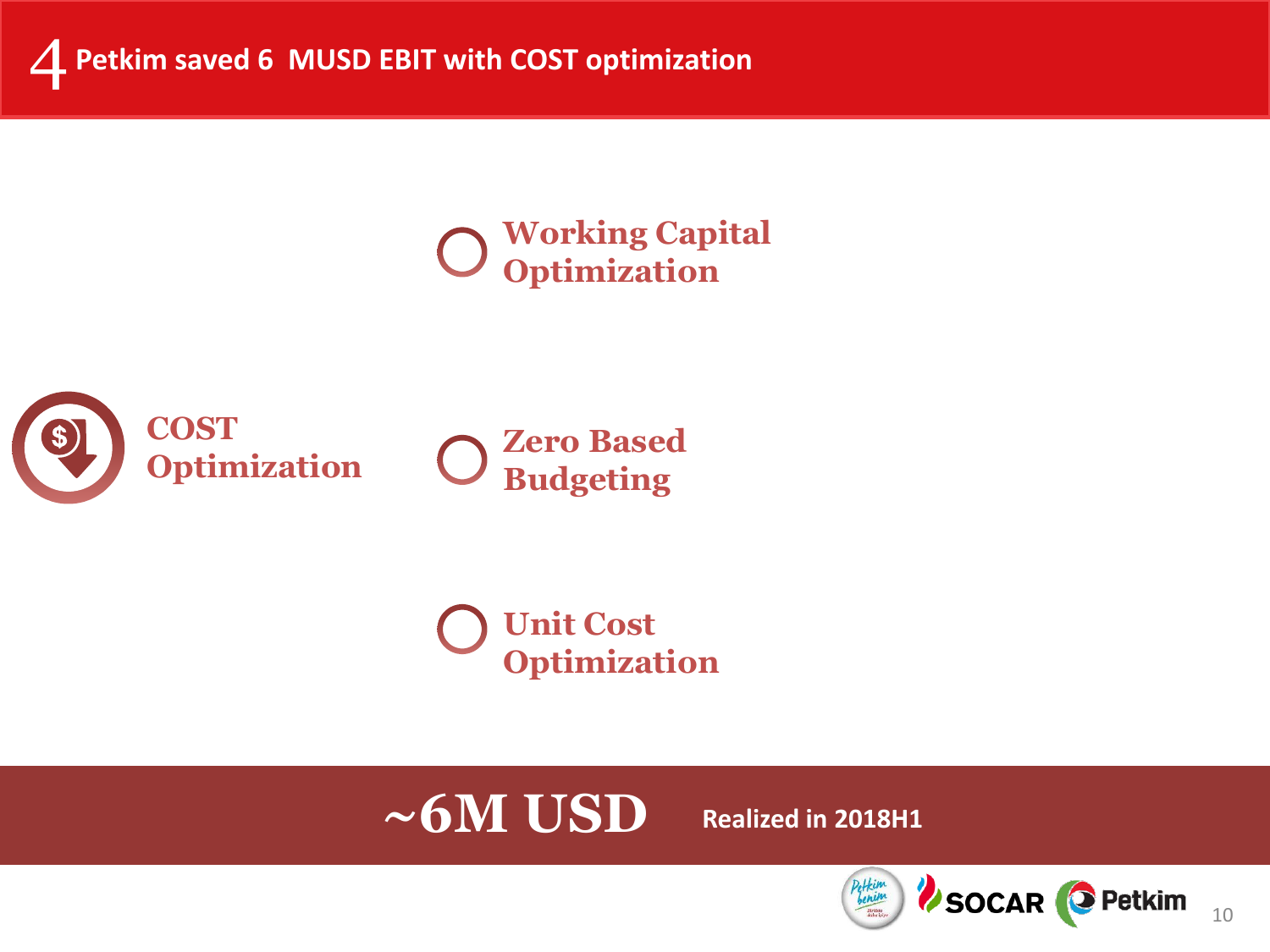# 4 Petkim saved 6 MUSD EBIT with COST optimization

**COST Optimization**

- Working Capital Optimization
- Zero Based Budgeting
- Unit Cost Optimization

**~6M USD** Realized in 2018H1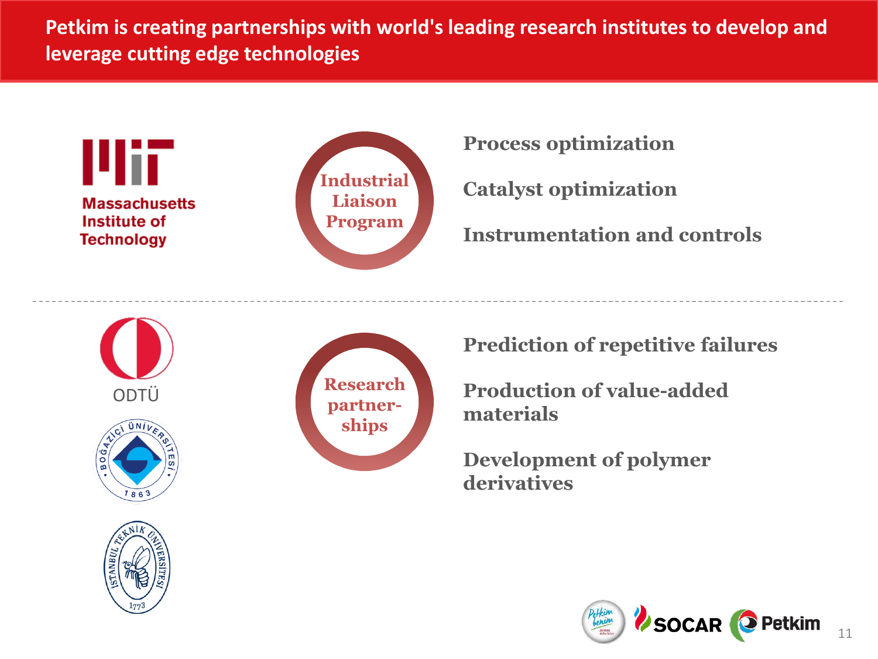# Petkim is creating partnerships with world's leading research institutes to develop and leverage cutting edge technologies

Massachusetts Institute of Technology

**Industrial Liaison Program**

- Process optimization
- Catalyst optimization
- Instrumentation and controls

---

ODTÜ

**Research partner-ships**

- Prediction of repetitive failures
- Production of value-added materials
- Development of polymer derivatives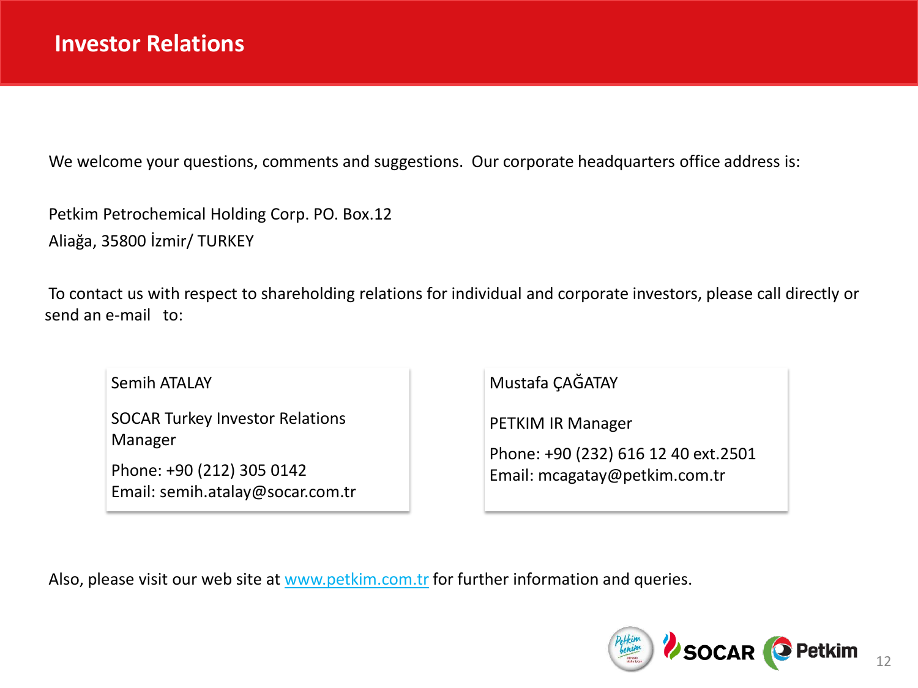# Investor Relations

We welcome your questions, comments and suggestions. Our corporate headquarters office address is:

Petkim Petrochemical Holding Corp. PO. Box.12
Aliağa, 35800 İzmir/ TURKEY

To contact us with respect to shareholding relations for individual and corporate investors, please call directly or send an e-mail to:

Semih ATALAY

SOCAR Turkey Investor Relations Manager

Phone: +90 (212) 305 0142
Email: semih.atalay@socar.com.tr

Mustafa ÇAĞATAY

PETKIM IR Manager

Phone: +90 (232) 616 12 40 ext.2501
Email: mcagatay@petkim.com.tr

Also, please visit our web site at [www.petkim.com.tr](http://www.petkim.com.tr) for further information and queries.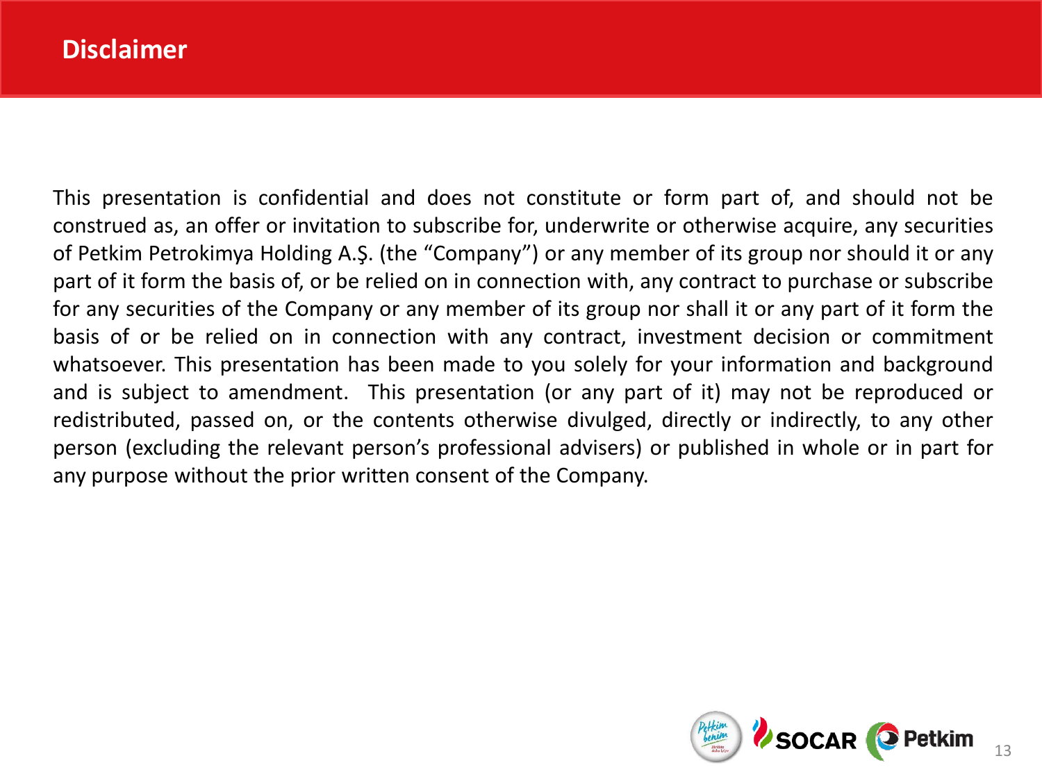## Disclaimer

This presentation is confidential and does not constitute or form part of, and should not be construed as, an offer or invitation to subscribe for, underwrite or otherwise acquire, any securities of Petkim Petrokimya Holding A.Ş. (the "Company") or any member of its group nor should it or any part of it form the basis of, or be relied on in connection with, any contract to purchase or subscribe for any securities of the Company or any member of its group nor shall it or any part of it form the basis of or be relied on in connection with any contract, investment decision or commitment whatsoever. This presentation has been made to you solely for your information and background and is subject to amendment. This presentation (or any part of it) may not be reproduced or redistributed, passed on, or the contents otherwise divulged, directly or indirectly, to any other person (excluding the relevant person's professional advisers) or published in whole or in part for any purpose without the prior written consent of the Company.